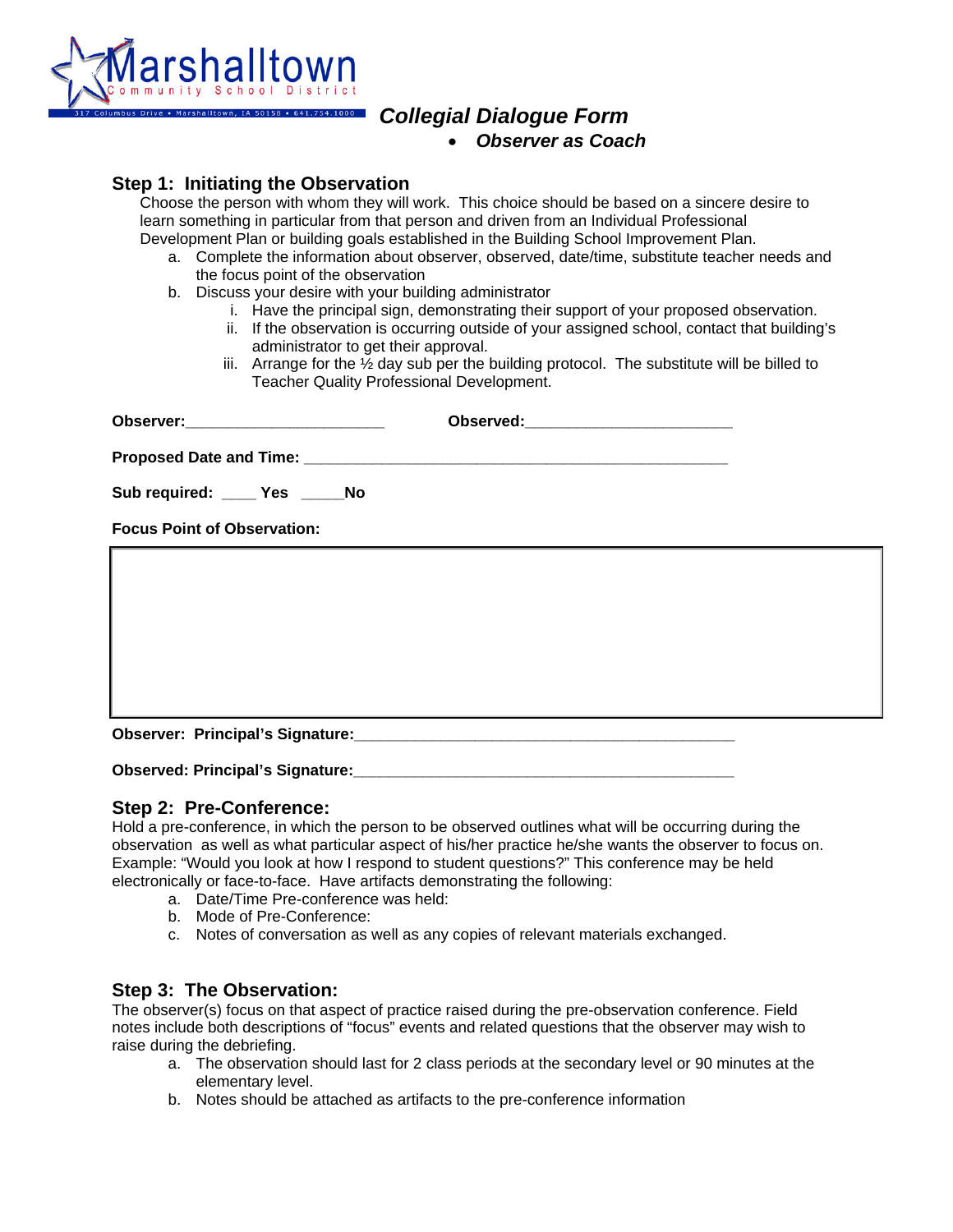Marshalltown
Community School District
317 Columbus Drive • Marshalltown, IA 50158 • 641.754.1000

# *Collegial Dialogue Form*

- ***Observer as Coach***

## Step 1: Initiating the Observation

Choose the person with whom they will work. This choice should be based on a sincere desire to learn something in particular from that person and driven from an Individual Professional Development Plan or building goals established in the Building School Improvement Plan.

a. Complete the information about observer, observed, date/time, substitute teacher needs and the focus point of the observation
b. Discuss your desire with your building administrator
    i. Have the principal sign, demonstrating their support of your proposed observation.
    ii. If the observation is occurring outside of your assigned school, contact that building's administrator to get their approval.
    iii. Arrange for the ½ day sub per the building protocol. The substitute will be billed to Teacher Quality Professional Development.

**Observer:**_______________________ **Observed:**________________________

**Proposed Date and Time:** _________________________________________________

**Sub required:** ____ **Yes** _____**No**

**Focus Point of Observation:**

| |
|---|
| |

**Observer: Principal's Signature:**____________________________________________

**Observed: Principal's Signature:**____________________________________________

## Step 2: Pre-Conference:

Hold a pre-conference, in which the person to be observed outlines what will be occurring during the observation as well as what particular aspect of his/her practice he/she wants the observer to focus on. Example: "Would you look at how I respond to student questions?" This conference may be held electronically or face-to-face. Have artifacts demonstrating the following:

a. Date/Time Pre-conference was held:
b. Mode of Pre-Conference:
c. Notes of conversation as well as any copies of relevant materials exchanged.

## Step 3: The Observation:

The observer(s) focus on that aspect of practice raised during the pre-observation conference. Field notes include both descriptions of "focus" events and related questions that the observer may wish to raise during the debriefing.

a. The observation should last for 2 class periods at the secondary level or 90 minutes at the elementary level.
b. Notes should be attached as artifacts to the pre-conference information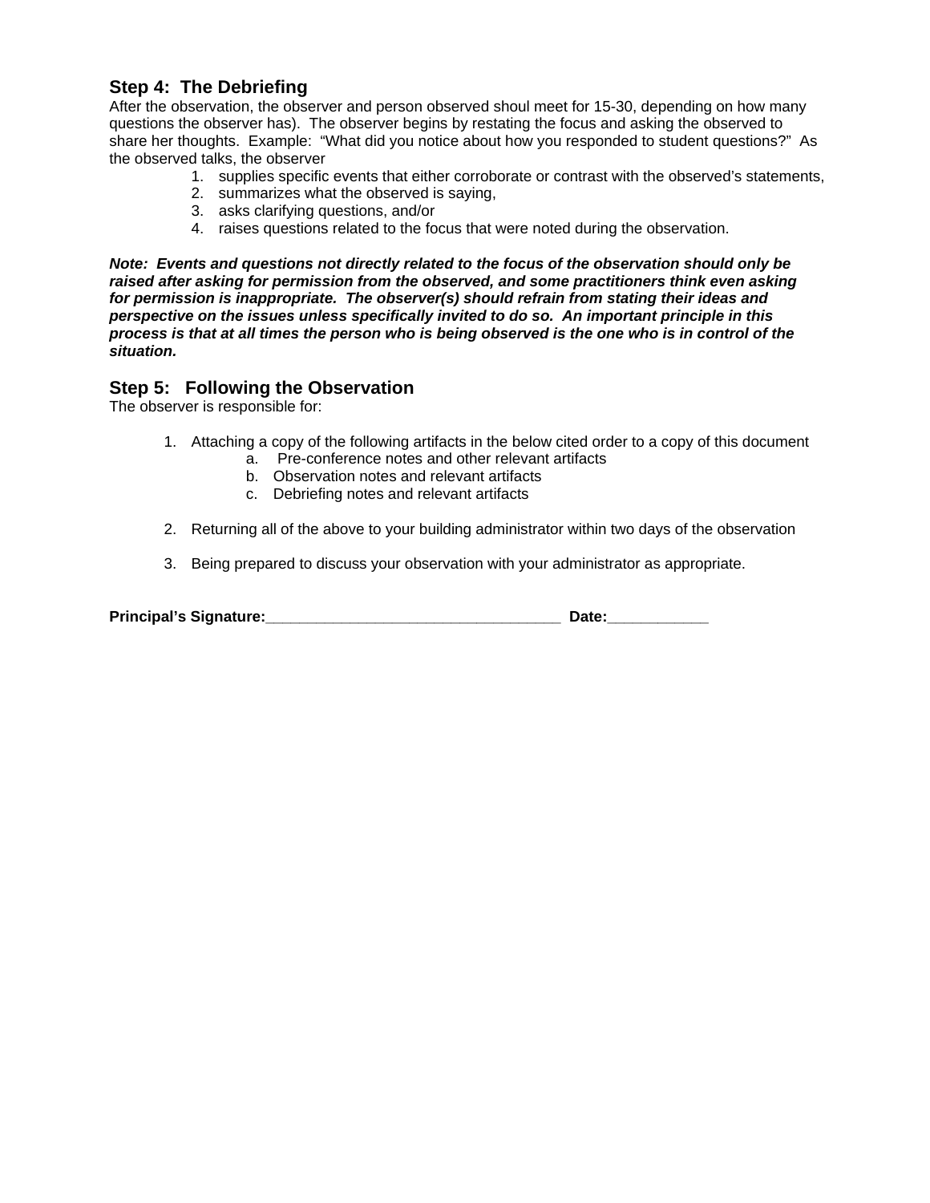## Step 4: The Debriefing

After the observation, the observer and person observed shoul meet for 15-30, depending on how many questions the observer has). The observer begins by restating the focus and asking the observed to share her thoughts. Example: "What did you notice about how you responded to student questions?" As the observed talks, the observer

1. supplies specific events that either corroborate or contrast with the observed's statements,
2. summarizes what the observed is saying,
3. asks clarifying questions, and/or
4. raises questions related to the focus that were noted during the observation.

***Note: Events and questions not directly related to the focus of the observation should only be raised after asking for permission from the observed, and some practitioners think even asking for permission is inappropriate. The observer(s) should refrain from stating their ideas and perspective on the issues unless specifically invited to do so. An important principle in this process is that at all times the person who is being observed is the one who is in control of the situation.***

## Step 5: Following the Observation

The observer is responsible for:

1. Attaching a copy of the following artifacts in the below cited order to a copy of this document
   a. Pre-conference notes and other relevant artifacts
   b. Observation notes and relevant artifacts
   c. Debriefing notes and relevant artifacts

2. Returning all of the above to your building administrator within two days of the observation

3. Being prepared to discuss your observation with your administrator as appropriate.

**Principal's Signature:___________________________________ Date:____________**